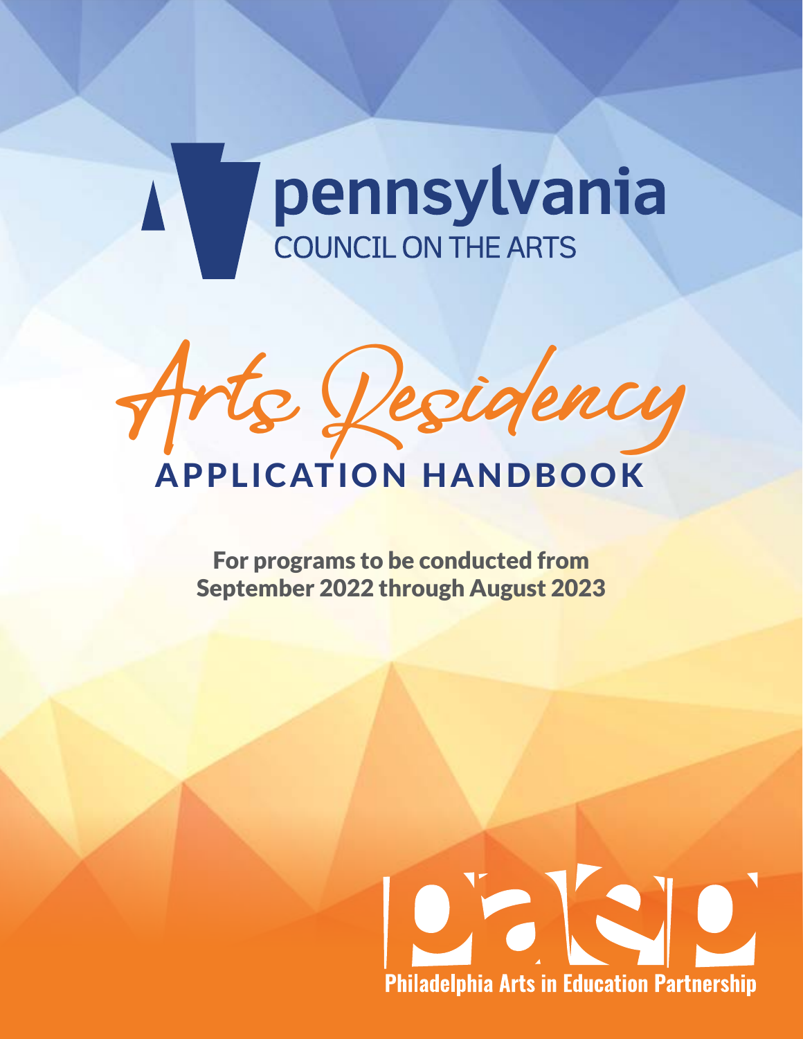pennsylvania
COUNCIL ON THE ARTS

# Arts Residency

## APPLICATION HANDBOOK

**For programs to be conducted from September 2022 through August 2023**

paep
Philadelphia Arts in Education Partnership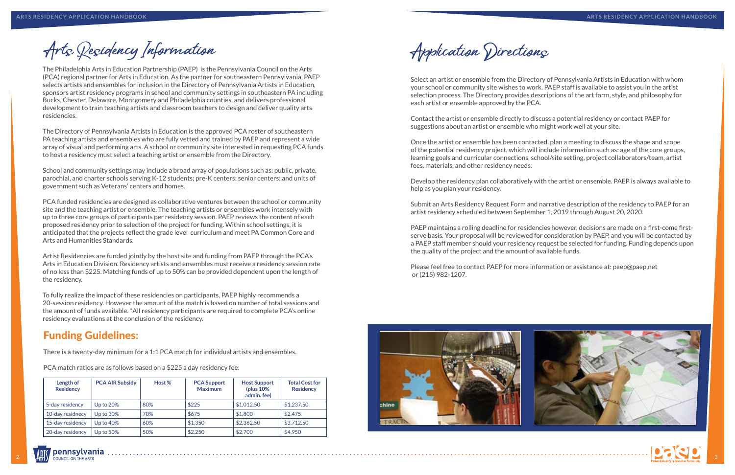# Arts Residency Information

The Philadelphia Arts in Education Partnership (PAEP) is the Pennsylvania Council on the Arts (PCA) regional partner for Arts in Education. As the partner for southeastern Pennsylvania, PAEP selects artists and ensembles for inclusion in the Directory of Pennsylvania Artists in Education, sponsors artist residency programs in school and community settings in southeastern PA including Bucks, Chester, Delaware, Montgomery and Philadelphia counties, and delivers professional development to train teaching artists and classroom teachers to design and deliver quality arts residencies.

The Directory of Pennsylvania Artists in Education is the approved PCA roster of southeastern PA teaching artists and ensembles who are fully vetted and trained by PAEP and represent a wide array of visual and performing arts. A school or community site interested in requesting PCA funds to host a residency must select a teaching artist or ensemble from the Directory.

School and community settings may include a broad array of populations such as: public, private, parochial, and charter schools serving K-12 students; pre-K centers; senior centers; and units of government such as Veterans' centers and homes.

PCA funded residencies are designed as collaborative ventures between the school or community site and the teaching artist or ensemble. The teaching artists or ensembles work intensely with up to three core groups of participants per residency session. PAEP reviews the content of each proposed residency prior to selection of the project for funding. Within school settings, it is anticipated that the projects reflect the grade level curriculum and meet PA Common Core and Arts and Humanities Standards.

Artist Residencies are funded jointly by the host site and funding from PAEP through the PCA's Arts in Education Division. Residency artists and ensembles must receive a residency session rate of no less than $225. Matching funds of up to 50% can be provided dependent upon the length of the residency.

To fully realize the impact of these residencies on participants, PAEP highly recommends a 20-session residency. However the amount of the match is based on number of total sessions and the amount of funds available. *All residency participants are required to complete PCA's online residency evaluations at the conclusion of the residency.

## Funding Guidelines:

There is a twenty-day minimum for a 1:1 PCA match for individual artists and ensembles.

PCA match ratios are as follows based on a $225 a day residency fee:

| Length of Residency | PCA AIR Subsidy | Host % | PCA Support Maximum | Host Support (plus 10% admin. fee) | Total Cost for Residency |
|---|---|---|---|---|---|
| 5-day residency | Up to 20% | 80% | $225 | $1,012.50 | $1,237.50 |
| 10-day residency | Up to 30% | 70% | $675 | $1,800 | $2,475 |
| 15-day residency | Up to 40% | 60% | $1,350 | $2,362.50 | $3,712.50 |
| 20-day residency | Up to 50% | 50% | $2,250 | $2,700 | $4,950 |

# Application Directions

Select an artist or ensemble from the Directory of Pennsylvania Artists in Education with whom your school or community site wishes to work. PAEP staff is available to assist you in the artist selection process. The Directory provides descriptions of the art form, style, and philosophy for each artist or ensemble approved by the PCA.

Contact the artist or ensemble directly to discuss a potential residency or contact PAEP for suggestions about an artist or ensemble who might work well at your site.

Once the artist or ensemble has been contacted, plan a meeting to discuss the shape and scope of the potential residency project, which will include information such as: age of the core groups, learning goals and curricular connections, school/site setting, project collaborators/team, artist fees, materials, and other residency needs.

Develop the residency plan collaboratively with the artist or ensemble. PAEP is always available to help as you plan your residency.

Submit an Arts Residency Request Form and narrative description of the residency to PAEP for an artist residency scheduled between September 1, 2019 through August 20, 2020.

PAEP maintains a rolling deadline for residencies however, decisions are made on a first-come first-serve basis. Your proposal will be reviewed for consideration by PAEP, and you will be contacted by a PAEP staff member should your residency request be selected for funding. Funding depends upon the quality of the project and the amount of available funds.

Please feel free to contact PAEP for more information or assistance at: paep@paep.net or (215) 982-1207.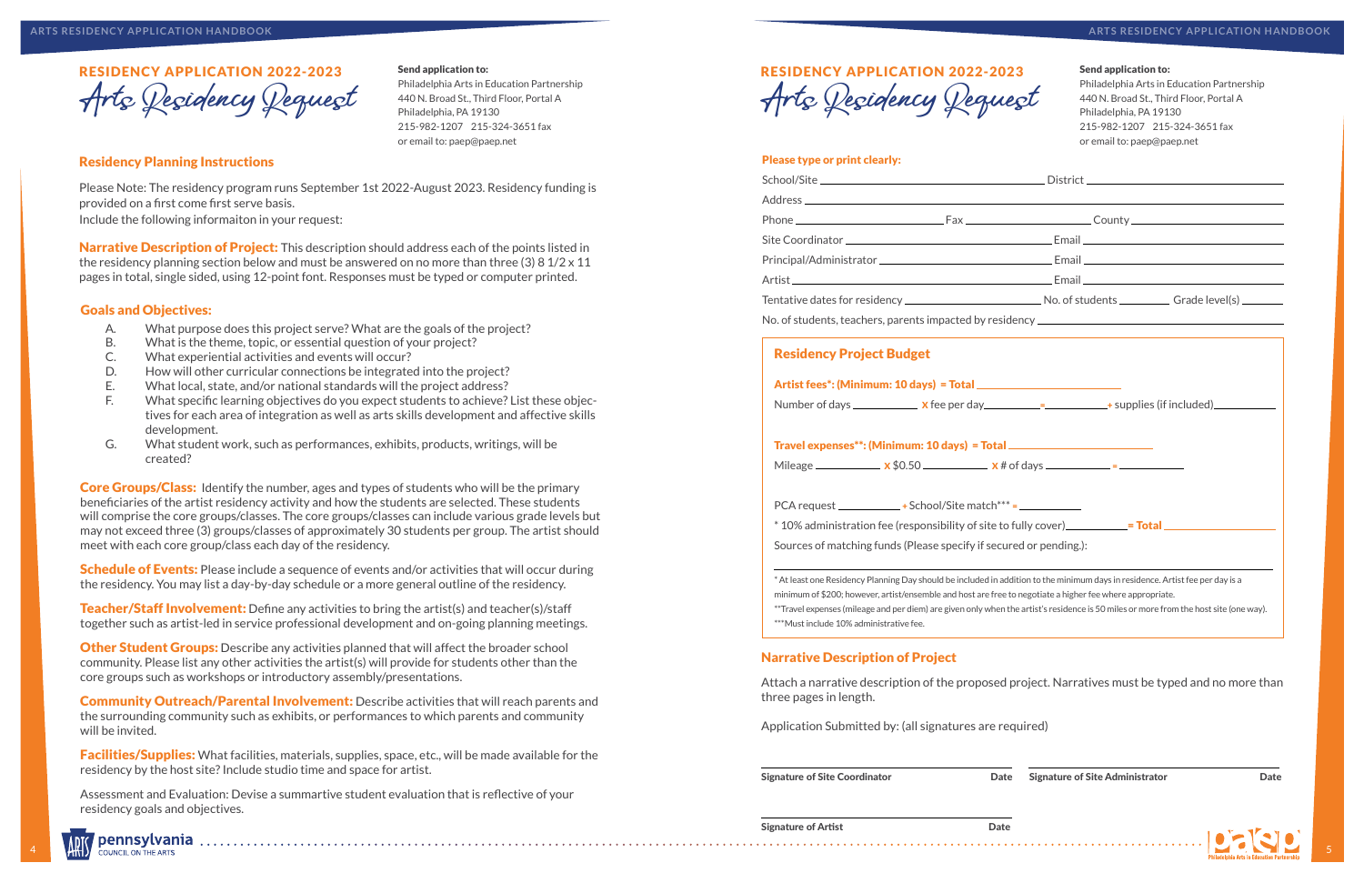## RESIDENCY APPLICATION 2022-2023

# Arts Residency Request

**Send application to:**
Philadelphia Arts in Education Partnership
440 N. Broad St., Third Floor, Portal A
Philadelphia, PA 19130
215-982-1207 215-324-3651 fax
or email to: paep@paep.net

### Residency Planning Instructions

Please Note: The residency program runs September 1st 2022-August 2023. Residency funding is provided on a first come first serve basis.
Include the following informaiton in your request:

**Narrative Description of Project:** This description should address each of the points listed in the residency planning section below and must be answered on no more than three (3) 8 1/2 x 11 pages in total, single sided, using 12-point font. Responses must be typed or computer printed.

### Goals and Objectives:

A. What purpose does this project serve? What are the goals of the project?
B. What is the theme, topic, or essential question of your project?
C. What experiential activities and events will occur?
D. How will other curricular connections be integrated into the project?
E. What local, state, and/or national standards will the project address?
F. What specific learning objectives do you expect students to achieve? List these objectives for each area of integration as well as arts skills development and affective skills development.
G. What student work, such as performances, exhibits, products, writings, will be created?

**Core Groups/Class:** Identify the number, ages and types of students who will be the primary beneficiaries of the artist residency activity and how the students are selected. These students will comprise the core groups/classes. The core groups/classes can include various grade levels but may not exceed three (3) groups/classes of approximately 30 students per group. The artist should meet with each core group/class each day of the residency.

**Schedule of Events:** Please include a sequence of events and/or activities that will occur during the residency. You may list a day-by-day schedule or a more general outline of the residency.

**Teacher/Staff Involvement:** Define any activities to bring the artist(s) and teacher(s)/staff together such as artist-led in service professional development and on-going planning meetings.

**Other Student Groups:** Describe any activities planned that will affect the broader school community. Please list any other activities the artist(s) will provide for students other than the core groups such as workshops or introductory assembly/presentations.

**Community Outreach/Parental Involvement:** Describe activities that will reach parents and the surrounding community such as exhibits, or performances to which parents and community will be invited.

**Facilities/Supplies:** What facilities, materials, supplies, space, etc., will be made available for the residency by the host site? Include studio time and space for artist.

Assessment and Evaluation: Devise a summartive student evaluation that is reflective of your residency goals and objectives.

## RESIDENCY APPLICATION 2022-2023

# Arts Residency Request

**Send application to:**
Philadelphia Arts in Education Partnership
440 N. Broad St., Third Floor, Portal A
Philadelphia, PA 19130
215-982-1207 215-324-3651 fax
or email to: paep@paep.net

**Please type or print clearly:**

School/Site ______________________ District ______________________

Address ______________________

Phone ______________ Fax ______________ County ______________

Site Coordinator ______________________ Email ______________________

Principal/Administrator ______________________ Email ______________________

Artist ______________________ Email ______________________

Tentative dates for residency ______________ No. of students ________ Grade level(s) ________

No. of students, teachers, parents impacted by residency ______________________

### Residency Project Budget

**Artist fees*: (Minimum: 10 days) = Total** ______________

Number of days __________ x fee per day __________ = __________ + supplies (if included) __________

**Travel expenses**: (Minimum: 10 days) = Total** ______________

Mileage __________ x $0.50 __________ x # of days __________ = __________

PCA request __________ + School/Site match*** = __________

* 10% administration fee (responsibility of site to fully cover) __________ = Total __________

Sources of matching funds (Please specify if secured or pending.):

______________________

* At least one Residency Planning Day should be included in addition to the minimum days in residence. Artist fee per day is a minimum of $200; however, artist/ensemble and host are free to negotiate a higher fee where appropriate.

**Travel expenses (mileage and per diem) are given only when the artist's residence is 50 miles or more from the host site (one way).

***Must include 10% administrative fee.

### Narrative Description of Project

Attach a narrative description of the proposed project. Narratives must be typed and no more than three pages in length.

Application Submitted by: (all signatures are required)

______________________ ______________________
**Signature of Site Coordinator** **Date** **Signature of Site Administrator** **Date**

______________________
**Signature of Artist** **Date**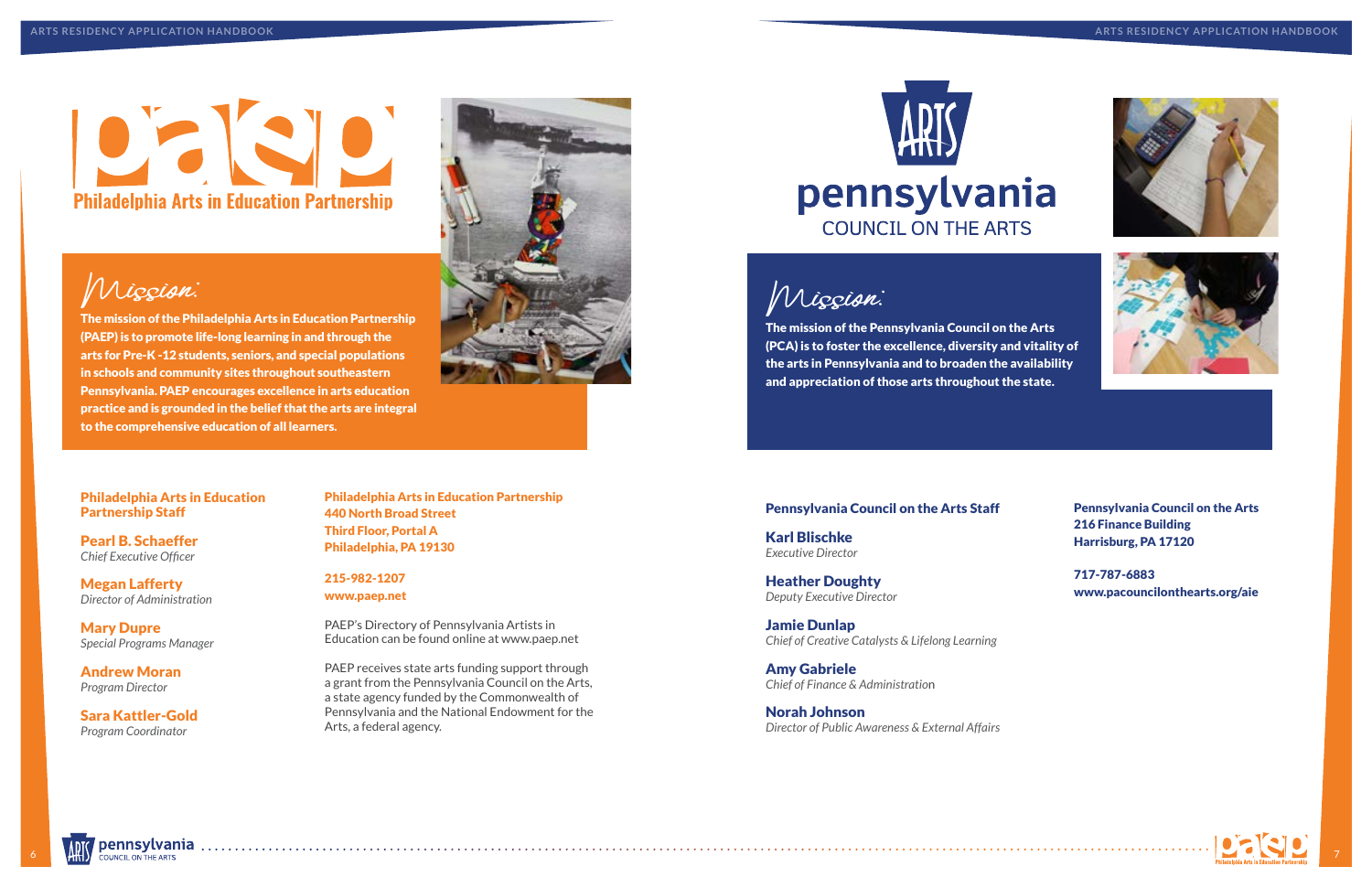# paep

## Philadelphia Arts in Education Partnership

### Mission:

**The mission of the Philadelphia Arts in Education Partnership (PAEP) is to promote life-long learning in and through the arts for Pre-K -12 students, seniors, and special populations in schools and community sites throughout southeastern Pennsylvania. PAEP encourages excellence in arts education practice and is grounded in the belief that the arts are integral to the comprehensive education of all learners.**

**Philadelphia Arts in Education Partnership Staff**

**Pearl B. Schaeffer**
*Chief Executive Officer*

**Megan Lafferty**
*Director of Administration*

**Mary Dupre**
*Special Programs Manager*

**Andrew Moran**
*Program Director*

**Sara Kattler-Gold**
*Program Coordinator*

**Philadelphia Arts in Education Partnership**
**440 North Broad Street**
**Third Floor, Portal A**
**Philadelphia, PA 19130**

**215-982-1207**
**www.paep.net**

PAEP's Directory of Pennsylvania Artists in Education can be found online at www.paep.net

PAEP receives state arts funding support through a grant from the Pennsylvania Council on the Arts, a state agency funded by the Commonwealth of Pennsylvania and the National Endowment for the Arts, a federal agency.

# pennsylvania COUNCIL ON THE ARTS

### Mission:

**The mission of the Pennsylvania Council on the Arts (PCA) is to foster the excellence, diversity and vitality of the arts in Pennsylvania and to broaden the availability and appreciation of those arts throughout the state.**

**Pennsylvania Council on the Arts Staff**

**Karl Blischke**
*Executive Director*

**Heather Doughty**
*Deputy Executive Director*

**Jamie Dunlap**
*Chief of Creative Catalysts & Lifelong Learning*

**Amy Gabriele**
*Chief of Finance & Administration*

**Norah Johnson**
*Director of Public Awareness & External Affairs*

**Pennsylvania Council on the Arts**
**216 Finance Building**
**Harrisburg, PA 17120**

**717-787-6883**
**www.pacouncilonthearts.org/aie**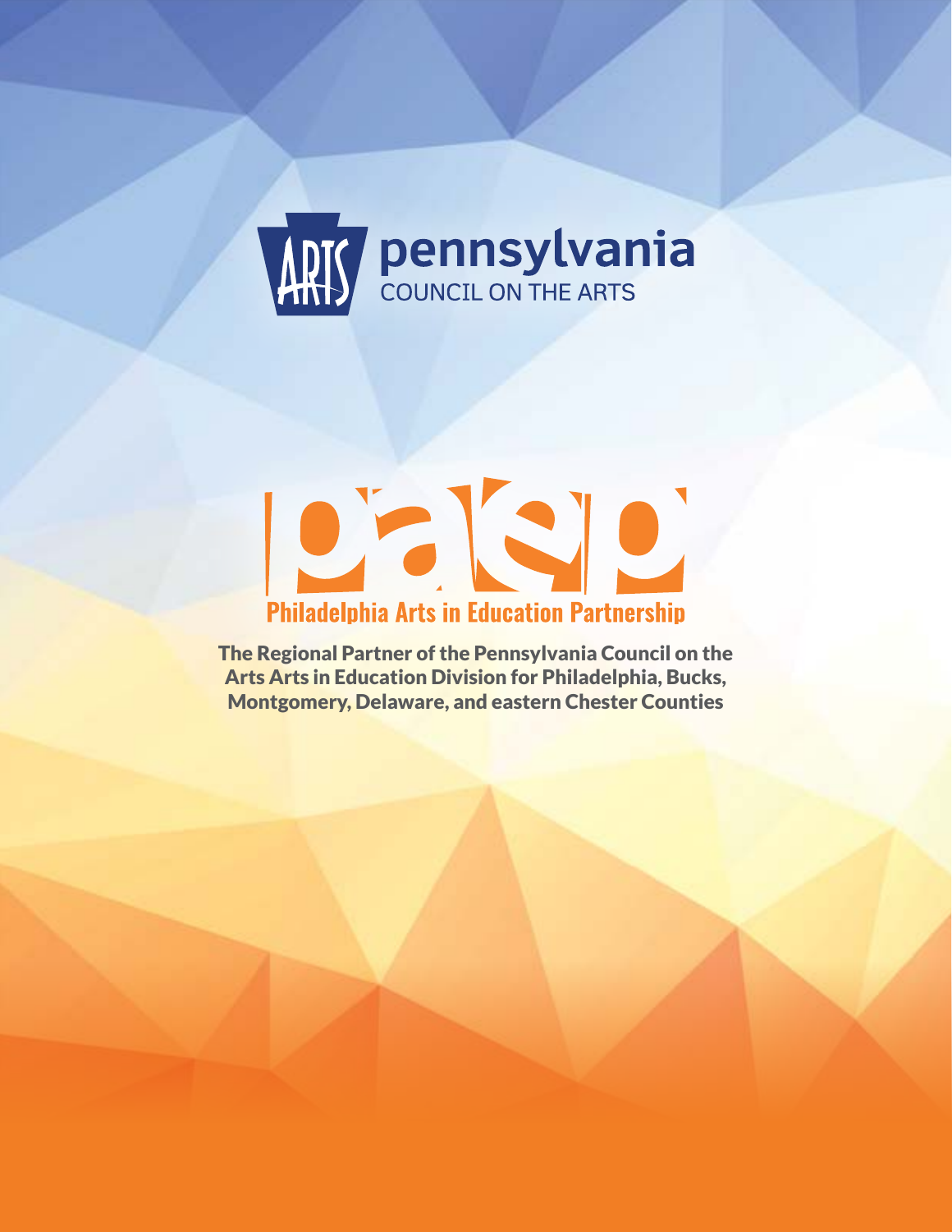pennsylvania
COUNCIL ON THE ARTS

paep

Philadelphia Arts in Education Partnership

The Regional Partner of the Pennsylvania Council on the Arts Arts in Education Division for Philadelphia, Bucks, Montgomery, Delaware, and eastern Chester Counties